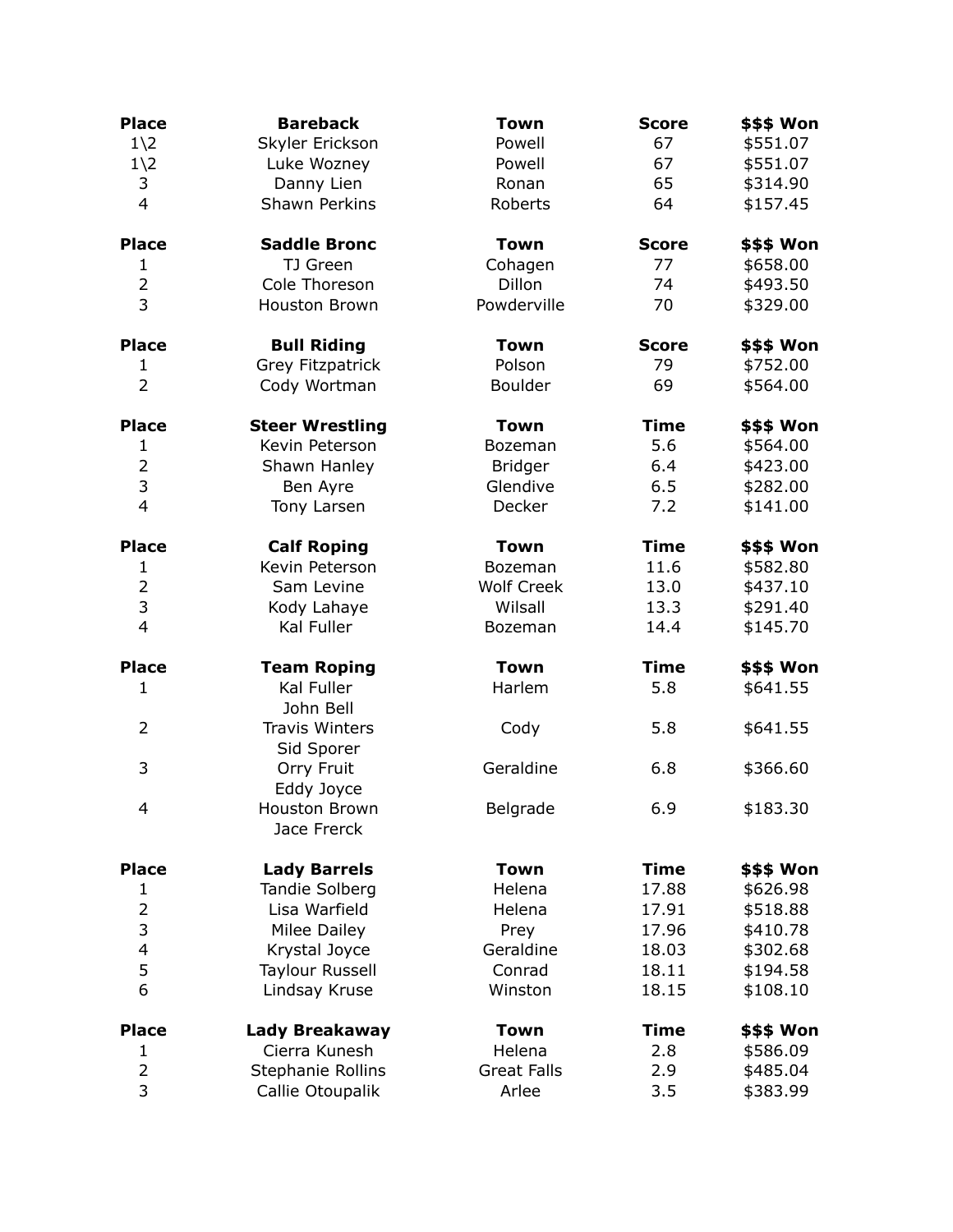| Place | Bareback | Town | Score | $$$ Won |
|---|---|---|---|---|
| 1\2 | Skyler Erickson | Powell | 67 | $551.07 |
| 1\2 | Luke Wozney | Powell | 67 | $551.07 |
| 3 | Danny Lien | Ronan | 65 | $314.90 |
| 4 | Shawn Perkins | Roberts | 64 | $157.45 |

| Place | Saddle Bronc | Town | Score | $$$ Won |
|---|---|---|---|---|
| 1 | TJ Green | Cohagen | 77 | $658.00 |
| 2 | Cole Thoreson | Dillon | 74 | $493.50 |
| 3 | Houston Brown | Powderville | 70 | $329.00 |

| Place | Bull Riding | Town | Score | $$$ Won |
|---|---|---|---|---|
| 1 | Grey Fitzpatrick | Polson | 79 | $752.00 |
| 2 | Cody Wortman | Boulder | 69 | $564.00 |

| Place | Steer Wrestling | Town | Time | $$$ Won |
|---|---|---|---|---|
| 1 | Kevin Peterson | Bozeman | 5.6 | $564.00 |
| 2 | Shawn Hanley | Bridger | 6.4 | $423.00 |
| 3 | Ben Ayre | Glendive | 6.5 | $282.00 |
| 4 | Tony Larsen | Decker | 7.2 | $141.00 |

| Place | Calf Roping | Town | Time | $$$ Won |
|---|---|---|---|---|
| 1 | Kevin Peterson | Bozeman | 11.6 | $582.80 |
| 2 | Sam Levine | Wolf Creek | 13.0 | $437.10 |
| 3 | Kody Lahaye | Wilsall | 13.3 | $291.40 |
| 4 | Kal Fuller | Bozeman | 14.4 | $145.70 |

| Place | Team Roping | Town | Time | $$$ Won |
|---|---|---|---|---|
| 1 | Kal Fuller<br>John Bell | Harlem | 5.8 | $641.55 |
| 2 | Travis Winters<br>Sid Sporer | Cody | 5.8 | $641.55 |
| 3 | Orry Fruit<br>Eddy Joyce | Geraldine | 6.8 | $366.60 |
| 4 | Houston Brown<br>Jace Frerck | Belgrade | 6.9 | $183.30 |

| Place | Lady Barrels | Town | Time | $$$ Won |
|---|---|---|---|---|
| 1 | Tandie Solberg | Helena | 17.88 | $626.98 |
| 2 | Lisa Warfield | Helena | 17.91 | $518.88 |
| 3 | Milee Dailey | Prey | 17.96 | $410.78 |
| 4 | Krystal Joyce | Geraldine | 18.03 | $302.68 |
| 5 | Taylour Russell | Conrad | 18.11 | $194.58 |
| 6 | Lindsay Kruse | Winston | 18.15 | $108.10 |

| Place | Lady Breakaway | Town | Time | $$$ Won |
|---|---|---|---|---|
| 1 | Cierra Kunesh | Helena | 2.8 | $586.09 |
| 2 | Stephanie Rollins | Great Falls | 2.9 | $485.04 |
| 3 | Callie Otoupalik | Arlee | 3.5 | $383.99 |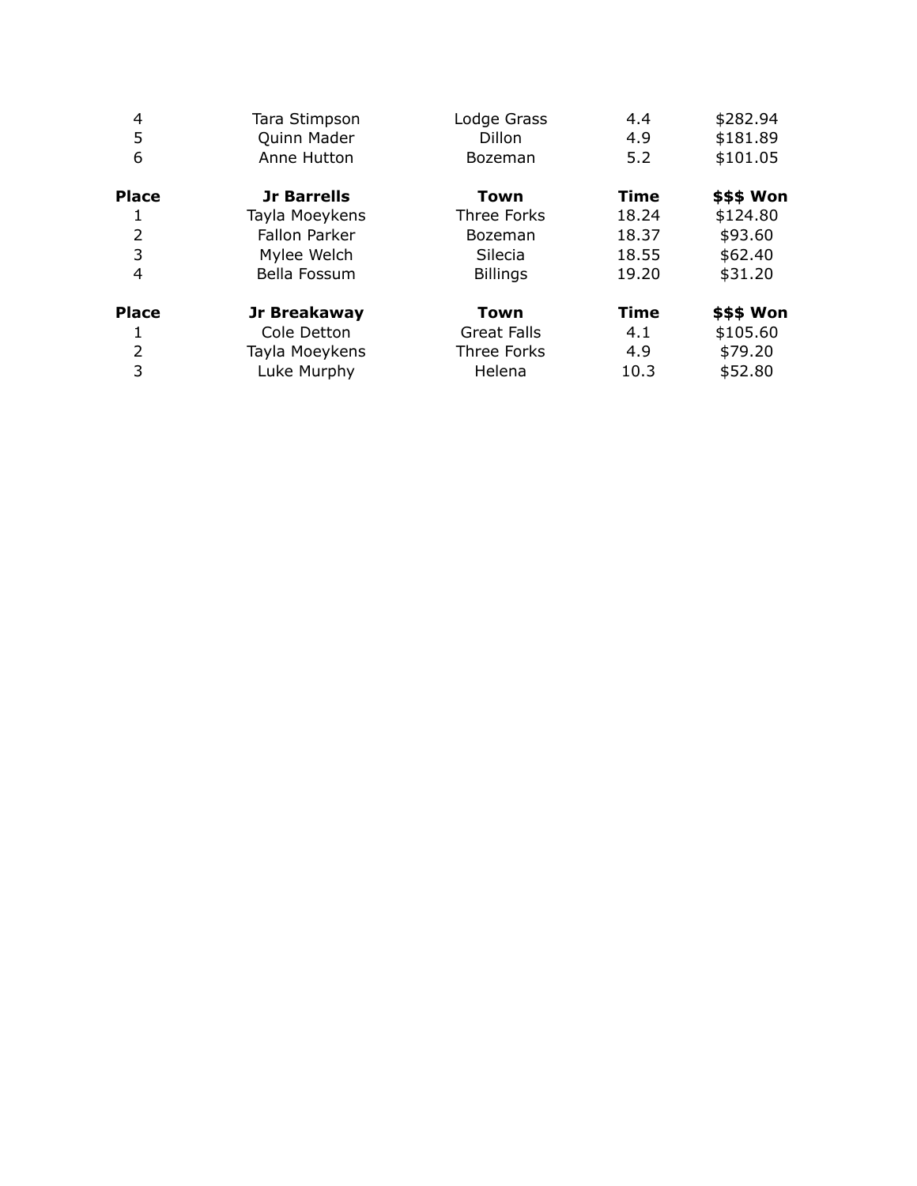| | | | | |
|---|---|---|---|---|
| 4 | Tara Stimpson | Lodge Grass | 4.4 | $282.94 |
| 5 | Quinn Mader | Dillon | 4.9 | $181.89 |
| 6 | Anne Hutton | Bozeman | 5.2 | $101.05 |

| Place | Jr Barrells | Town | Time | $$$ Won |
|---|---|---|---|---|
| 1 | Tayla Moeykens | Three Forks | 18.24 | $124.80 |
| 2 | Fallon Parker | Bozeman | 18.37 | $93.60 |
| 3 | Mylee Welch | Silecia | 18.55 | $62.40 |
| 4 | Bella Fossum | Billings | 19.20 | $31.20 |

| Place | Jr Breakaway | Town | Time | $$$ Won |
|---|---|---|---|---|
| 1 | Cole Detton | Great Falls | 4.1 | $105.60 |
| 2 | Tayla Moeykens | Three Forks | 4.9 | $79.20 |
| 3 | Luke Murphy | Helena | 10.3 | $52.80 |